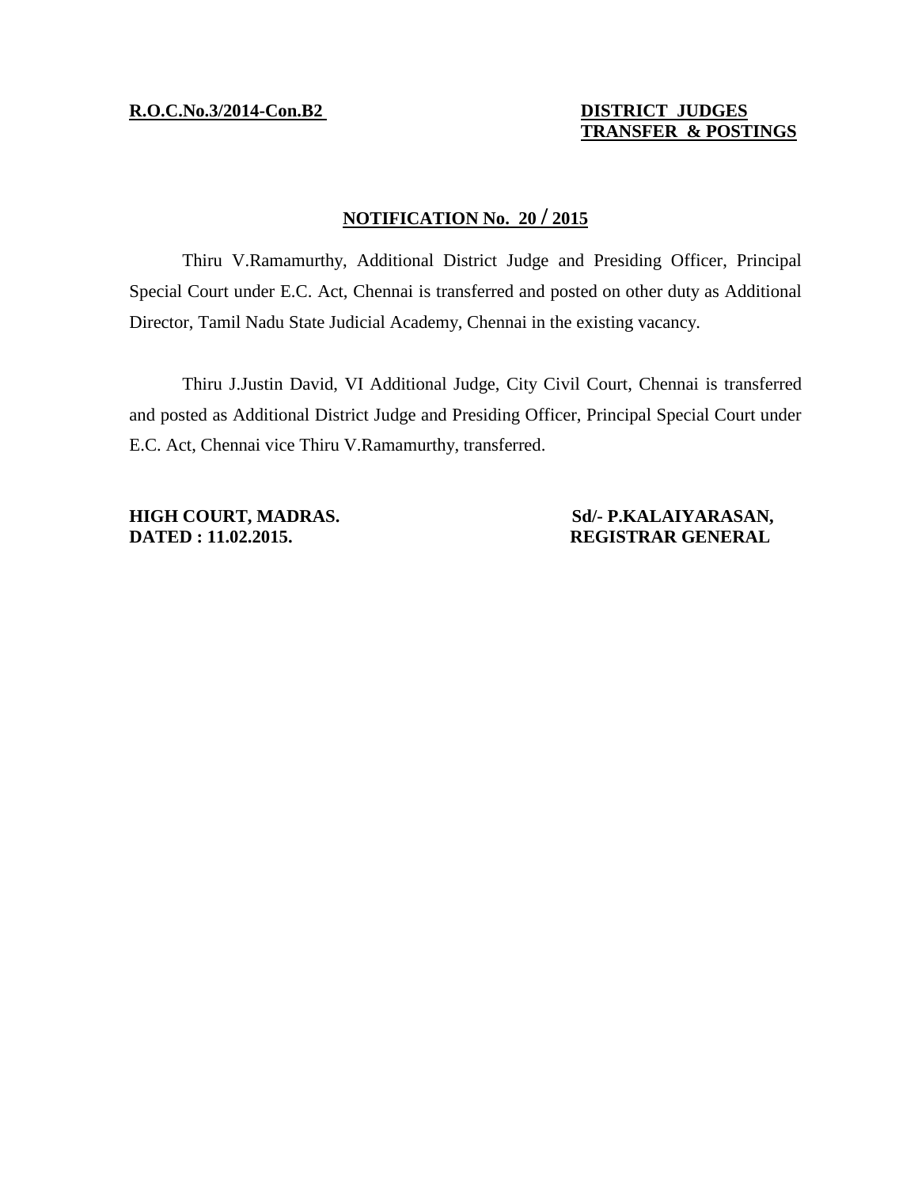**R.O.C.No.3/2014-Con.B2**

**DISTRICT JUDGES**
**TRANSFER & POSTINGS**

## NOTIFICATION No. 20 / 2015

Thiru V.Ramamurthy, Additional District Judge and Presiding Officer, Principal Special Court under E.C. Act, Chennai is transferred and posted on other duty as Additional Director, Tamil Nadu State Judicial Academy, Chennai in the existing vacancy.

Thiru J.Justin David, VI Additional Judge, City Civil Court, Chennai is transferred and posted as Additional District Judge and Presiding Officer, Principal Special Court under E.C. Act, Chennai vice Thiru V.Ramamurthy, transferred.

**HIGH COURT, MADRAS.**
**DATED : 11.02.2015.**

**Sd/- P.KALAIYARASAN,**
**REGISTRAR GENERAL**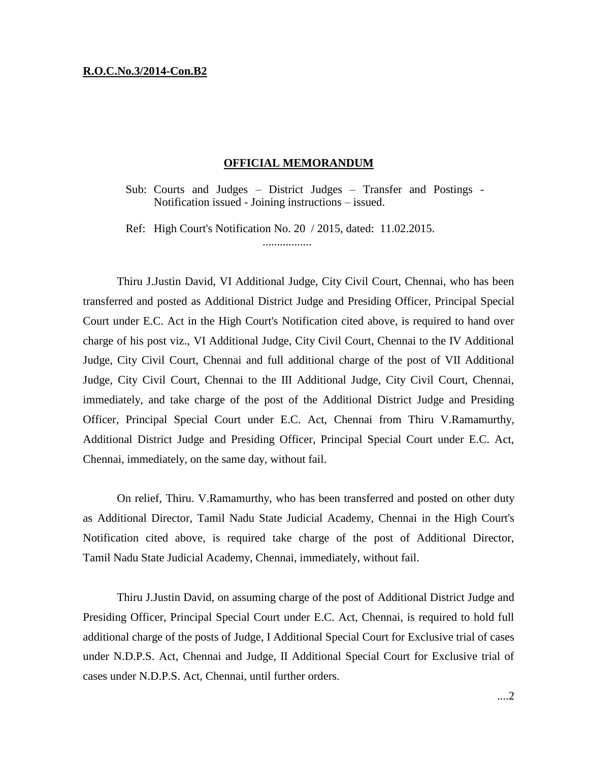**R.O.C.No.3/2014-Con.B2**

**OFFICIAL MEMORANDUM**

Sub: Courts and Judges – District Judges – Transfer and Postings - Notification issued - Joining instructions – issued.

Ref: High Court's Notification No. 20 / 2015, dated: 11.02.2015.

.................

Thiru J.Justin David, VI Additional Judge, City Civil Court, Chennai, who has been transferred and posted as Additional District Judge and Presiding Officer, Principal Special Court under E.C. Act in the High Court's Notification cited above, is required to hand over charge of his post viz., VI Additional Judge, City Civil Court, Chennai to the IV Additional Judge, City Civil Court, Chennai and full additional charge of the post of VII Additional Judge, City Civil Court, Chennai to the III Additional Judge, City Civil Court, Chennai, immediately, and take charge of the post of the Additional District Judge and Presiding Officer, Principal Special Court under E.C. Act, Chennai from Thiru V.Ramamurthy, Additional District Judge and Presiding Officer, Principal Special Court under E.C. Act, Chennai, immediately, on the same day, without fail.

On relief, Thiru. V.Ramamurthy, who has been transferred and posted on other duty as Additional Director, Tamil Nadu State Judicial Academy, Chennai in the High Court's Notification cited above, is required take charge of the post of Additional Director, Tamil Nadu State Judicial Academy, Chennai, immediately, without fail.

Thiru J.Justin David, on assuming charge of the post of Additional District Judge and Presiding Officer, Principal Special Court under E.C. Act, Chennai, is required to hold full additional charge of the posts of Judge, I Additional Special Court for Exclusive trial of cases under N.D.P.S. Act, Chennai and Judge, II Additional Special Court for Exclusive trial of cases under N.D.P.S. Act, Chennai, until further orders.

....2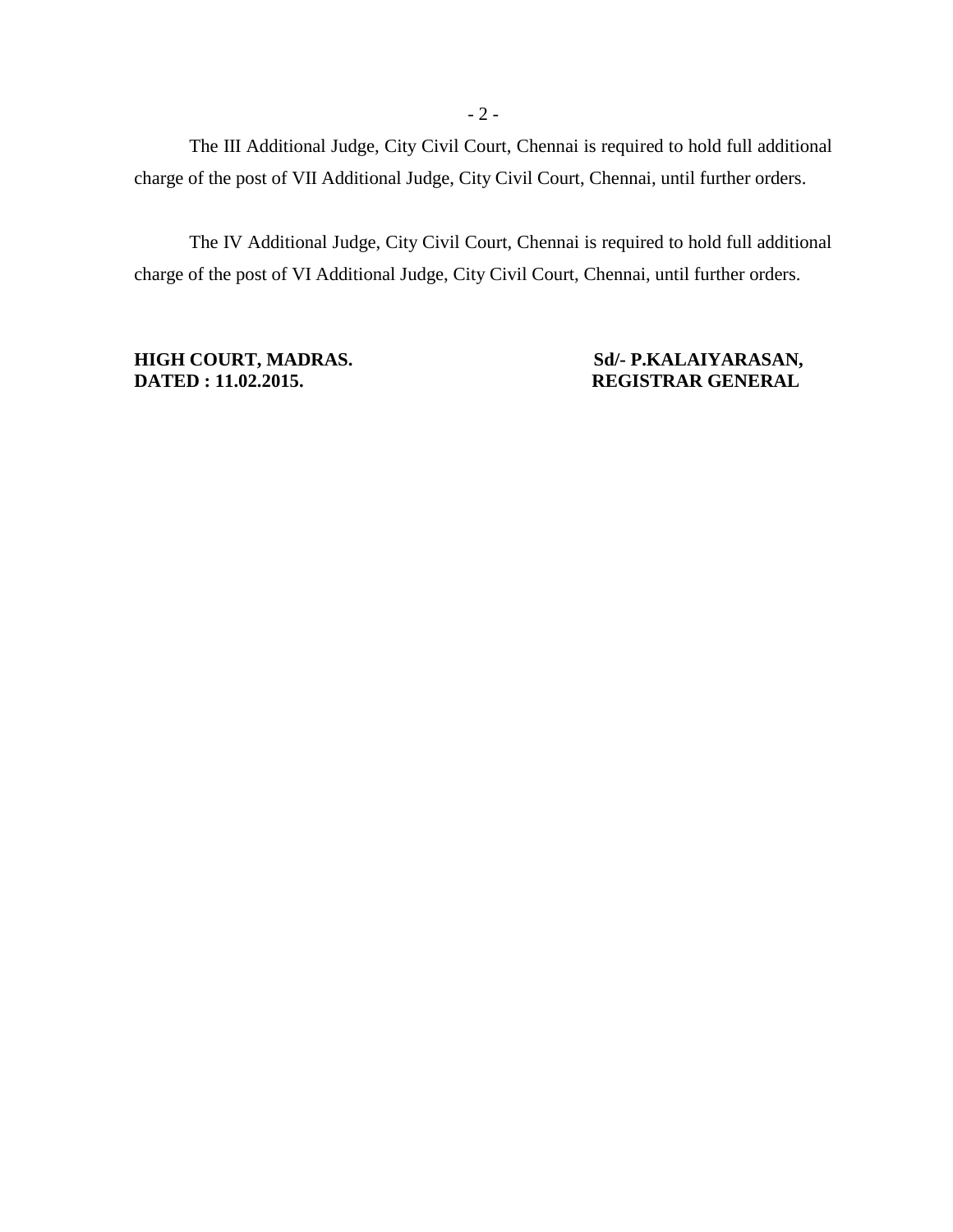The III Additional Judge, City Civil Court, Chennai is required to hold full additional charge of the post of VII Additional Judge, City Civil Court, Chennai, until further orders.

The IV Additional Judge, City Civil Court, Chennai is required to hold full additional charge of the post of VI Additional Judge, City Civil Court, Chennai, until further orders.

**HIGH COURT, MADRAS.**
**DATED : 11.02.2015.**

**Sd/- P.KALAIYARASAN,**
**REGISTRAR GENERAL**